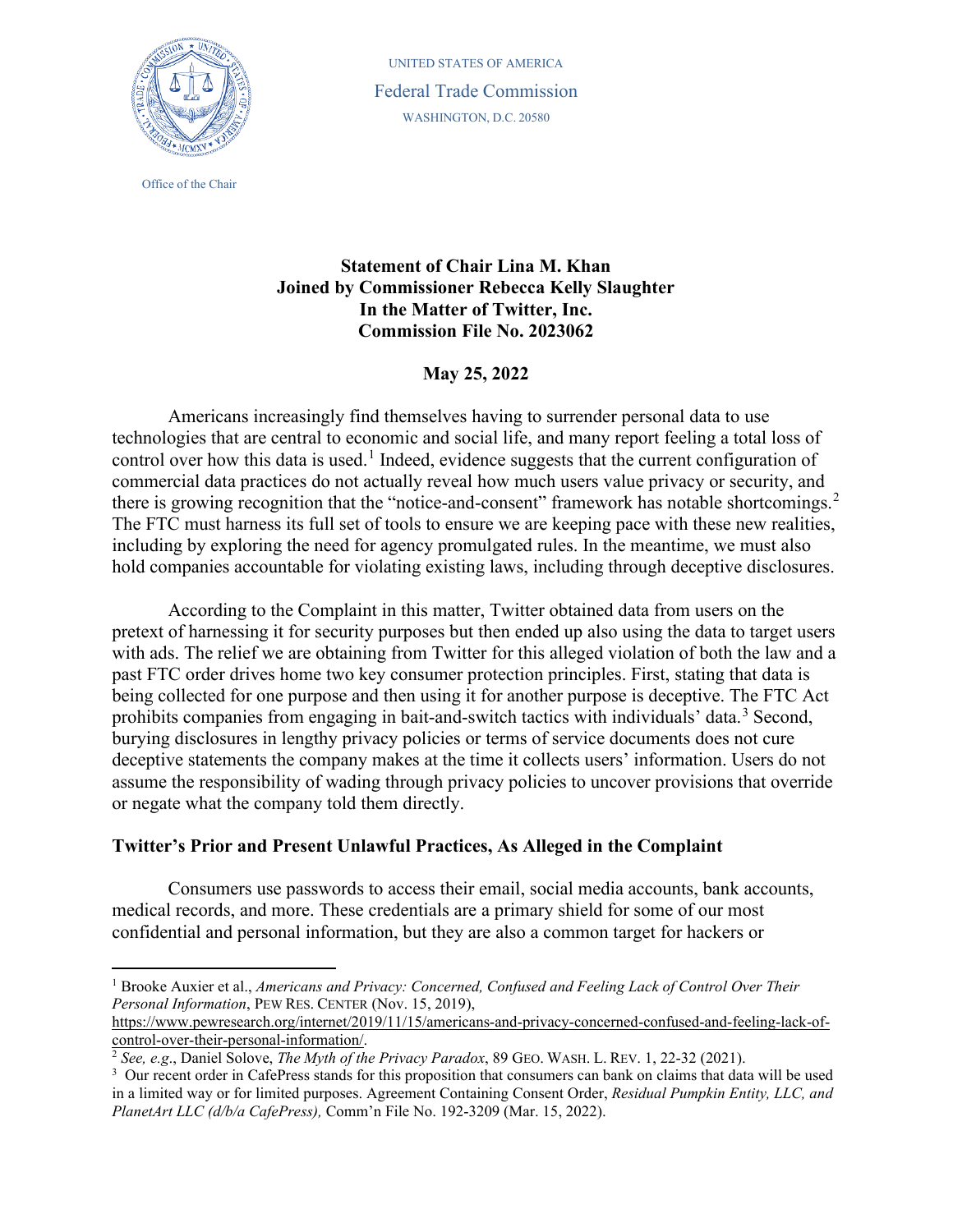UNITED STATES OF AMERICA

Federal Trade Commission

WASHINGTON, D.C. 20580

Office of the Chair

**Statement of Chair Lina M. Khan**
**Joined by Commissioner Rebecca Kelly Slaughter**
**In the Matter of Twitter, Inc.**
**Commission File No. 2023062**

**May 25, 2022**

Americans increasingly find themselves having to surrender personal data to use technologies that are central to economic and social life, and many report feeling a total loss of control over how this data is used.[1] Indeed, evidence suggests that the current configuration of commercial data practices do not actually reveal how much users value privacy or security, and there is growing recognition that the "notice-and-consent" framework has notable shortcomings.[2] The FTC must harness its full set of tools to ensure we are keeping pace with these new realities, including by exploring the need for agency promulgated rules. In the meantime, we must also hold companies accountable for violating existing laws, including through deceptive disclosures.

According to the Complaint in this matter, Twitter obtained data from users on the pretext of harnessing it for security purposes but then ended up also using the data to target users with ads. The relief we are obtaining from Twitter for this alleged violation of both the law and a past FTC order drives home two key consumer protection principles. First, stating that data is being collected for one purpose and then using it for another purpose is deceptive. The FTC Act prohibits companies from engaging in bait-and-switch tactics with individuals' data.[3] Second, burying disclosures in lengthy privacy policies or terms of service documents does not cure deceptive statements the company makes at the time it collects users' information. Users do not assume the responsibility of wading through privacy policies to uncover provisions that override or negate what the company told them directly.

## Twitter's Prior and Present Unlawful Practices, As Alleged in the Complaint

Consumers use passwords to access their email, social media accounts, bank accounts, medical records, and more. These credentials are a primary shield for some of our most confidential and personal information, but they are also a common target for hackers or

---

[1] Brooke Auxier et al., *Americans and Privacy: Concerned, Confused and Feeling Lack of Control Over Their Personal Information*, PEW RES. CENTER (Nov. 15, 2019), https://www.pewresearch.org/internet/2019/11/15/americans-and-privacy-concerned-confused-and-feeling-lack-of-control-over-their-personal-information/.

[2] *See, e.g.*, Daniel Solove, *The Myth of the Privacy Paradox*, 89 GEO. WASH. L. REV. 1, 22-32 (2021).

[3] Our recent order in CafePress stands for this proposition that consumers can bank on claims that data will be used in a limited way or for limited purposes. Agreement Containing Consent Order, *Residual Pumpkin Entity, LLC, and PlanetArt LLC (d/b/a CafePress),* Comm'n File No. 192-3209 (Mar. 15, 2022).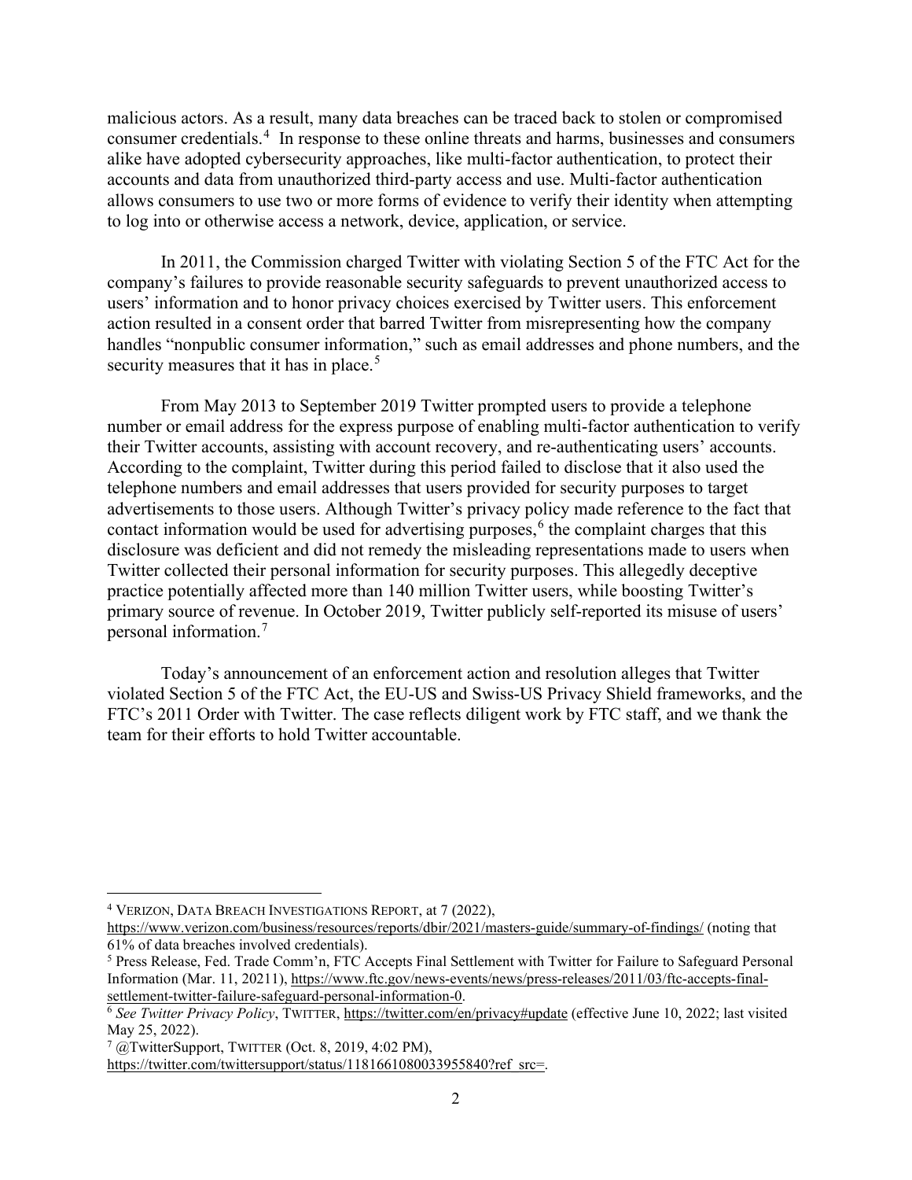malicious actors. As a result, many data breaches can be traced back to stolen or compromised consumer credentials.[4] In response to these online threats and harms, businesses and consumers alike have adopted cybersecurity approaches, like multi-factor authentication, to protect their accounts and data from unauthorized third-party access and use. Multi-factor authentication allows consumers to use two or more forms of evidence to verify their identity when attempting to log into or otherwise access a network, device, application, or service.

In 2011, the Commission charged Twitter with violating Section 5 of the FTC Act for the company's failures to provide reasonable security safeguards to prevent unauthorized access to users' information and to honor privacy choices exercised by Twitter users. This enforcement action resulted in a consent order that barred Twitter from misrepresenting how the company handles "nonpublic consumer information," such as email addresses and phone numbers, and the security measures that it has in place.[5]

From May 2013 to September 2019 Twitter prompted users to provide a telephone number or email address for the express purpose of enabling multi-factor authentication to verify their Twitter accounts, assisting with account recovery, and re-authenticating users' accounts. According to the complaint, Twitter during this period failed to disclose that it also used the telephone numbers and email addresses that users provided for security purposes to target advertisements to those users. Although Twitter's privacy policy made reference to the fact that contact information would be used for advertising purposes,[6] the complaint charges that this disclosure was deficient and did not remedy the misleading representations made to users when Twitter collected their personal information for security purposes. This allegedly deceptive practice potentially affected more than 140 million Twitter users, while boosting Twitter's primary source of revenue. In October 2019, Twitter publicly self-reported its misuse of users' personal information.[7]

Today's announcement of an enforcement action and resolution alleges that Twitter violated Section 5 of the FTC Act, the EU-US and Swiss-US Privacy Shield frameworks, and the FTC's 2011 Order with Twitter. The case reflects diligent work by FTC staff, and we thank the team for their efforts to hold Twitter accountable.

---

[4] VERIZON, DATA BREACH INVESTIGATIONS REPORT, at 7 (2022), https://www.verizon.com/business/resources/reports/dbir/2021/masters-guide/summary-of-findings/ (noting that 61% of data breaches involved credentials).

[5] Press Release, Fed. Trade Comm'n, FTC Accepts Final Settlement with Twitter for Failure to Safeguard Personal Information (Mar. 11, 20211), https://www.ftc.gov/news-events/news/press-releases/2011/03/ftc-accepts-final-settlement-twitter-failure-safeguard-personal-information-0.

[6] *See Twitter Privacy Policy*, TWITTER, https://twitter.com/en/privacy#update (effective June 10, 2022; last visited May 25, 2022).

[7] @TwitterSupport, TWITTER (Oct. 8, 2019, 4:02 PM), https://twitter.com/twittersupport/status/1181661080033955840?ref_src=.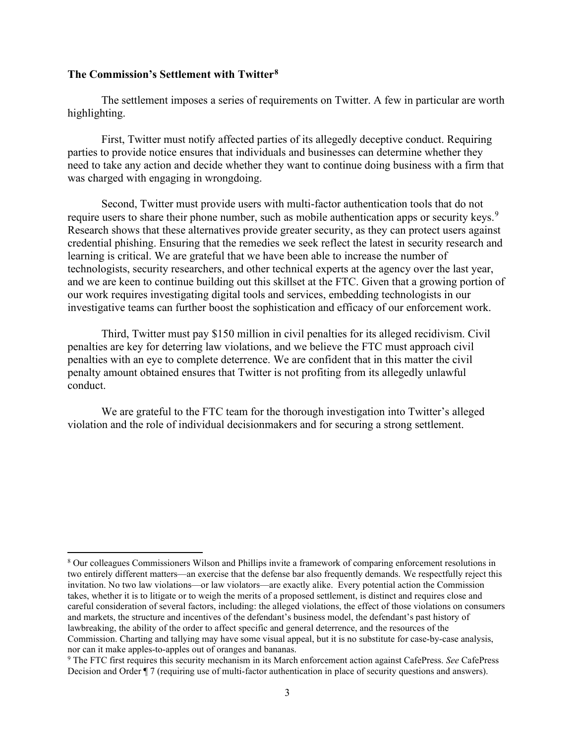**The Commission's Settlement with Twitter**[8]

The settlement imposes a series of requirements on Twitter. A few in particular are worth highlighting.

First, Twitter must notify affected parties of its allegedly deceptive conduct. Requiring parties to provide notice ensures that individuals and businesses can determine whether they need to take any action and decide whether they want to continue doing business with a firm that was charged with engaging in wrongdoing.

Second, Twitter must provide users with multi-factor authentication tools that do not require users to share their phone number, such as mobile authentication apps or security keys.[9] Research shows that these alternatives provide greater security, as they can protect users against credential phishing. Ensuring that the remedies we seek reflect the latest in security research and learning is critical. We are grateful that we have been able to increase the number of technologists, security researchers, and other technical experts at the agency over the last year, and we are keen to continue building out this skillset at the FTC. Given that a growing portion of our work requires investigating digital tools and services, embedding technologists in our investigative teams can further boost the sophistication and efficacy of our enforcement work.

Third, Twitter must pay $150 million in civil penalties for its alleged recidivism. Civil penalties are key for deterring law violations, and we believe the FTC must approach civil penalties with an eye to complete deterrence. We are confident that in this matter the civil penalty amount obtained ensures that Twitter is not profiting from its allegedly unlawful conduct.

We are grateful to the FTC team for the thorough investigation into Twitter's alleged violation and the role of individual decisionmakers and for securing a strong settlement.

---

[8] Our colleagues Commissioners Wilson and Phillips invite a framework of comparing enforcement resolutions in two entirely different matters—an exercise that the defense bar also frequently demands. We respectfully reject this invitation. No two law violations—or law violators—are exactly alike. Every potential action the Commission takes, whether it is to litigate or to weigh the merits of a proposed settlement, is distinct and requires close and careful consideration of several factors, including: the alleged violations, the effect of those violations on consumers and markets, the structure and incentives of the defendant's business model, the defendant's past history of lawbreaking, the ability of the order to affect specific and general deterrence, and the resources of the Commission. Charting and tallying may have some visual appeal, but it is no substitute for case-by-case analysis, nor can it make apples-to-apples out of oranges and bananas.

[9] The FTC first requires this security mechanism in its March enforcement action against CafePress. *See* CafePress Decision and Order ¶ 7 (requiring use of multi-factor authentication in place of security questions and answers).